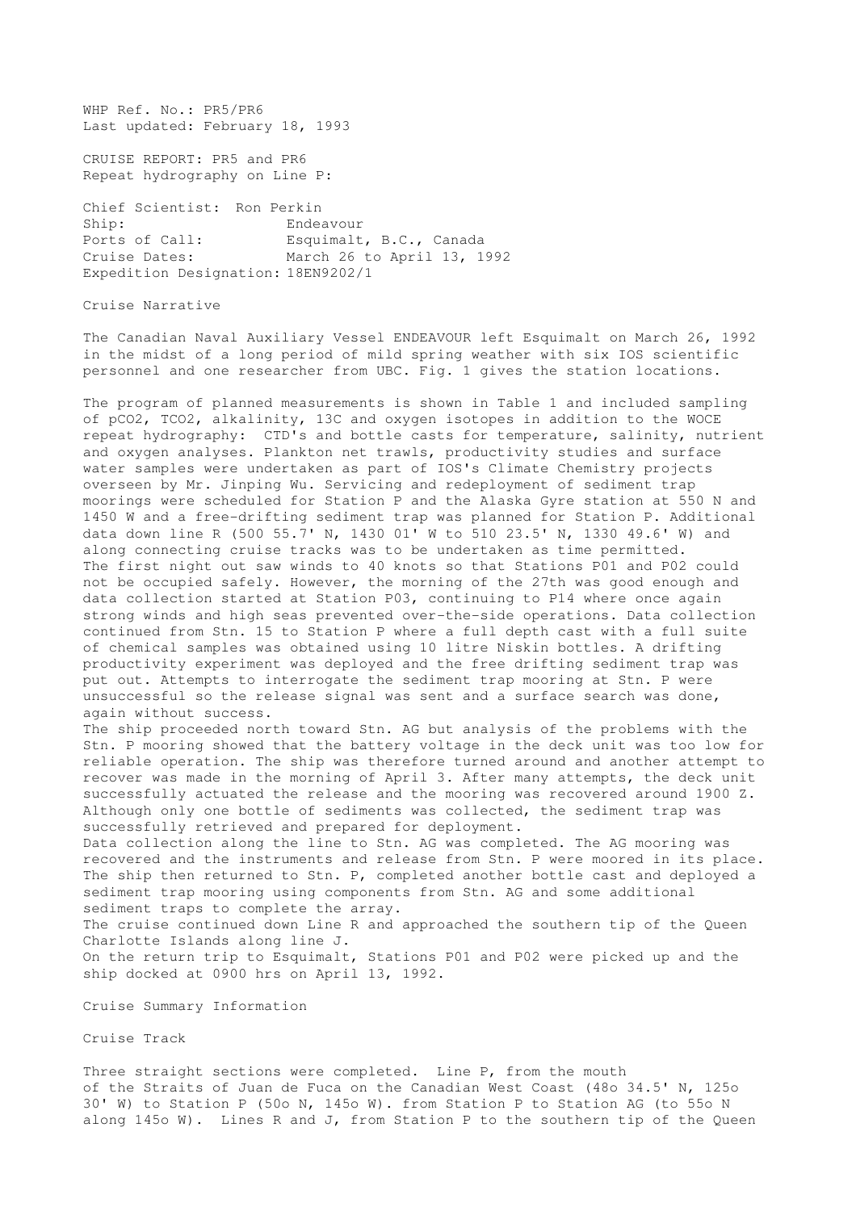WHP Ref. No.: PR5/PR6
Last updated: February 18, 1993

CRUISE REPORT: PR5 and PR6
Repeat hydrography on Line P:

Chief Scientist: Ron Perkin
Ship: Endeavour
Ports of Call: Esquimalt, B.C., Canada
Cruise Dates: March 26 to April 13, 1992
Expedition Designation: 18EN9202/1

## Cruise Narrative

The Canadian Naval Auxiliary Vessel ENDEAVOUR left Esquimalt on March 26, 1992 in the midst of a long period of mild spring weather with six IOS scientific personnel and one researcher from UBC. Fig. 1 gives the station locations.

The program of planned measurements is shown in Table 1 and included sampling of pCO2, TCO2, alkalinity, 13C and oxygen isotopes in addition to the WOCE repeat hydrography: CTD's and bottle casts for temperature, salinity, nutrient and oxygen analyses. Plankton net trawls, productivity studies and surface water samples were undertaken as part of IOS's Climate Chemistry projects overseen by Mr. Jinping Wu. Servicing and redeployment of sediment trap moorings were scheduled for Station P and the Alaska Gyre station at 550 N and 1450 W and a free-drifting sediment trap was planned for Station P. Additional data down line R (500 55.7' N, 1430 01' W to 510 23.5' N, 1330 49.6' W) and along connecting cruise tracks was to be undertaken as time permitted.

The first night out saw winds to 40 knots so that Stations P01 and P02 could not be occupied safely. However, the morning of the 27th was good enough and data collection started at Station P03, continuing to P14 where once again strong winds and high seas prevented over-the-side operations. Data collection continued from Stn. 15 to Station P where a full depth cast with a full suite of chemical samples was obtained using 10 litre Niskin bottles. A drifting productivity experiment was deployed and the free drifting sediment trap was put out. Attempts to interrogate the sediment trap mooring at Stn. P were unsuccessful so the release signal was sent and a surface search was done, again without success.

The ship proceeded north toward Stn. AG but analysis of the problems with the Stn. P mooring showed that the battery voltage in the deck unit was too low for reliable operation. The ship was therefore turned around and another attempt to recover was made in the morning of April 3. After many attempts, the deck unit successfully actuated the release and the mooring was recovered around 1900 Z. Although only one bottle of sediments was collected, the sediment trap was successfully retrieved and prepared for deployment.

Data collection along the line to Stn. AG was completed. The AG mooring was recovered and the instruments and release from Stn. P were moored in its place. The ship then returned to Stn. P, completed another bottle cast and deployed a sediment trap mooring using components from Stn. AG and some additional sediment traps to complete the array.

The cruise continued down Line R and approached the southern tip of the Queen Charlotte Islands along line J.

On the return trip to Esquimalt, Stations P01 and P02 were picked up and the ship docked at 0900 hrs on April 13, 1992.

## Cruise Summary Information

### Cruise Track

Three straight sections were completed. Line P, from the mouth of the Straits of Juan de Fuca on the Canadian West Coast (48o 34.5' N, 125o 30' W) to Station P (50o N, 145o W). from Station P to Station AG (to 55o N along 145o W). Lines R and J, from Station P to the southern tip of the Queen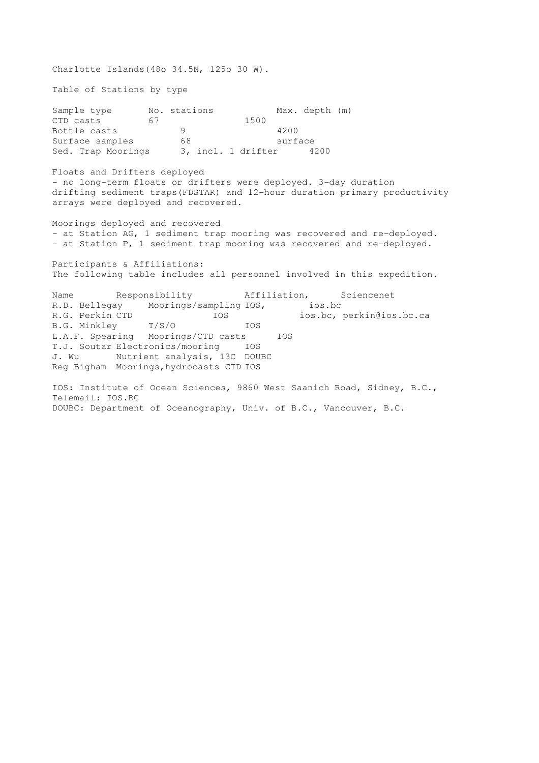Charlotte Islands(48o 34.5N, 125o 30 W).

Table of Stations by type

| Sample type | No. stations | Max. depth (m) |
| --- | --- | --- |
| CTD casts | 67 | 1500 |
| Bottle casts | 9 | 4200 |
| Surface samples | 68 | surface |
| Sed. Trap Moorings | 3, incl. 1 drifter | 4200 |

Floats and Drifters deployed
- no long-term floats or drifters were deployed. 3-day duration drifting sediment traps(FDSTAR) and 12-hour duration primary productivity arrays were deployed and recovered.

Moorings deployed and recovered
- at Station AG, 1 sediment trap mooring was recovered and re-deployed.
- at Station P, 1 sediment trap mooring was recovered and re-deployed.

Participants & Affiliations:
The following table includes all personnel involved in this expedition.

| Name | Responsibility | Affiliation, | Sciencenet |
| --- | --- | --- | --- |
| R.D. Bellegay | Moorings/sampling | IOS, | ios.bc |
| R.G. Perkin | CTD | IOS | ios.bc, perkin@ios.bc.ca |
| B.G. Minkley | T/S/O | IOS | |
| L.A.F. Spearing | Moorings/CTD casts | IOS | |
| T.J. Soutar | Electronics/mooring | IOS | |
| J. Wu | Nutrient analysis, 13C | DOUBC | |
| Reg Bigham | Moorings,hydrocasts CTD | IOS | |

IOS: Institute of Ocean Sciences, 9860 West Saanich Road, Sidney, B.C.,
Telemail: IOS.BC
DOUBC: Department of Oceanography, Univ. of B.C., Vancouver, B.C.